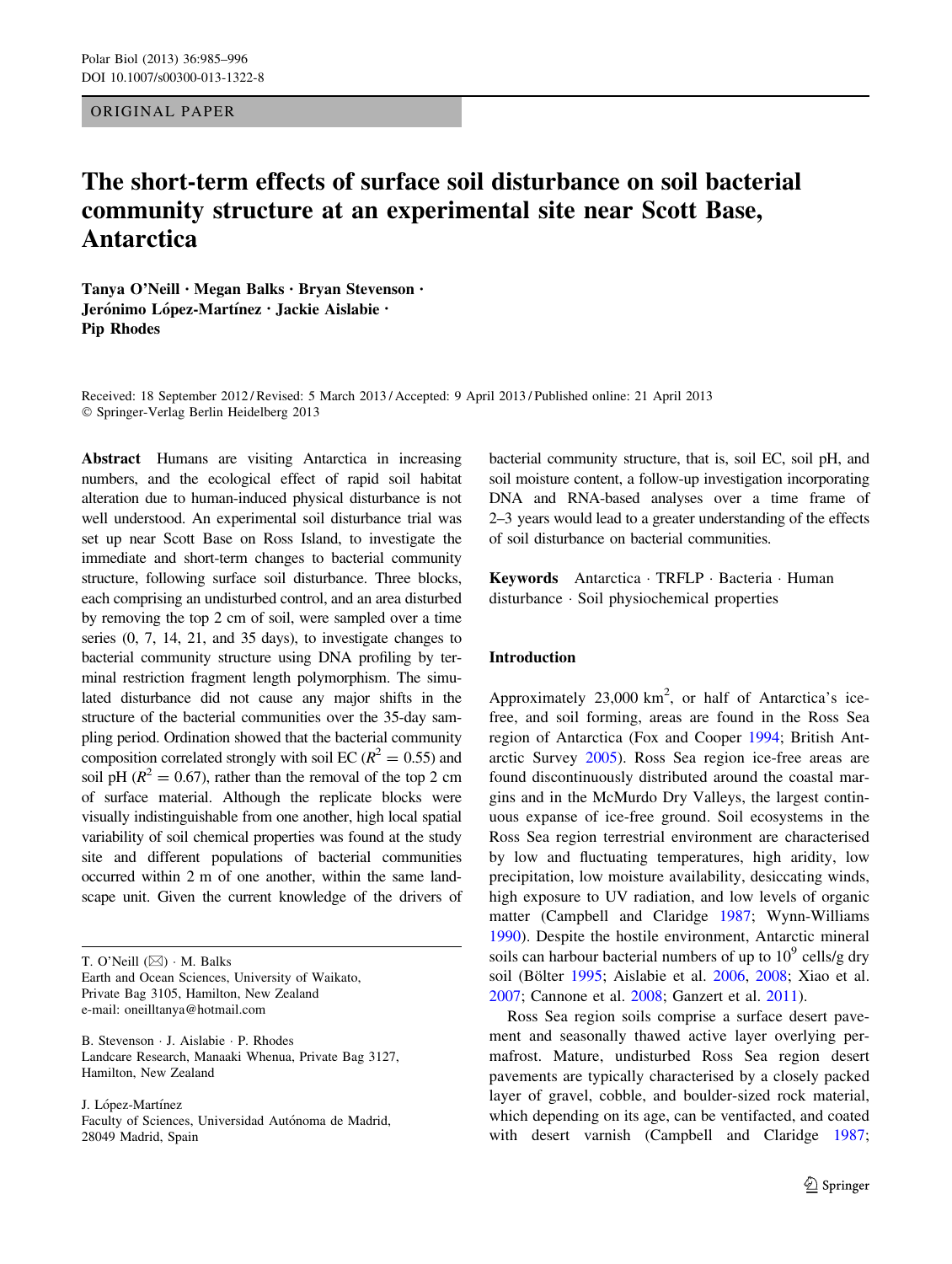ORIGINAL PAPER

# The short-term effects of surface soil disturbance on soil bacterial community structure at an experimental site near Scott Base, Antarctica

**Tanya O'Neill · Megan Balks · Bryan Stevenson · Jerónimo López-Martínez · Jackie Aislabie · Pip Rhodes**

Received: 18 September 2012 / Revised: 5 March 2013 / Accepted: 9 April 2013 / Published online: 21 April 2013
© Springer-Verlag Berlin Heidelberg 2013

**Abstract** Humans are visiting Antarctica in increasing numbers, and the ecological effect of rapid soil habitat alteration due to human-induced physical disturbance is not well understood. An experimental soil disturbance trial was set up near Scott Base on Ross Island, to investigate the immediate and short-term changes to bacterial community structure, following surface soil disturbance. Three blocks, each comprising an undisturbed control, and an area disturbed by removing the top 2 cm of soil, were sampled over a time series (0, 7, 14, 21, and 35 days), to investigate changes to bacterial community structure using DNA profiling by terminal restriction fragment length polymorphism. The simulated disturbance did not cause any major shifts in the structure of the bacterial communities over the 35-day sampling period. Ordination showed that the bacterial community composition correlated strongly with soil EC ($R^2 = 0.55$) and soil pH ($R^2 = 0.67$), rather than the removal of the top 2 cm of surface material. Although the replicate blocks were visually indistinguishable from one another, high local spatial variability of soil chemical properties was found at the study site and different populations of bacterial communities occurred within 2 m of one another, within the same landscape unit. Given the current knowledge of the drivers of bacterial community structure, that is, soil EC, soil pH, and soil moisture content, a follow-up investigation incorporating DNA and RNA-based analyses over a time frame of 2–3 years would lead to a greater understanding of the effects of soil disturbance on bacterial communities.

**Keywords** Antarctica · TRFLP · Bacteria · Human disturbance · Soil physiochemical properties

T. O'Neill (✉) · M. Balks
Earth and Ocean Sciences, University of Waikato, Private Bag 3105, Hamilton, New Zealand
e-mail: oneilltanya@hotmail.com

B. Stevenson · J. Aislabie · P. Rhodes
Landcare Research, Manaaki Whenua, Private Bag 3127, Hamilton, New Zealand

J. López-Martínez
Faculty of Sciences, Universidad Autónoma de Madrid, 28049 Madrid, Spain

## Introduction

Approximately 23,000 $km^2$, or half of Antarctica's ice-free, and soil forming, areas are found in the Ross Sea region of Antarctica (Fox and Cooper 1994; British Antarctic Survey 2005). Ross Sea region ice-free areas are found discontinuously distributed around the coastal margins and in the McMurdo Dry Valleys, the largest continuous expanse of ice-free ground. Soil ecosystems in the Ross Sea region terrestrial environment are characterised by low and fluctuating temperatures, high aridity, low precipitation, low moisture availability, desiccating winds, high exposure to UV radiation, and low levels of organic matter (Campbell and Claridge 1987; Wynn-Williams 1990). Despite the hostile environment, Antarctic mineral soils can harbour bacterial numbers of up to $10^9$ cells/g dry soil (Bölter 1995; Aislabie et al. 2006, 2008; Xiao et al. 2007; Cannone et al. 2008; Ganzert et al. 2011).

Ross Sea region soils comprise a surface desert pavement and seasonally thawed active layer overlying permafrost. Mature, undisturbed Ross Sea region desert pavements are typically characterised by a closely packed layer of gravel, cobble, and boulder-sized rock material, which depending on its age, can be ventifacted, and coated with desert varnish (Campbell and Claridge 1987;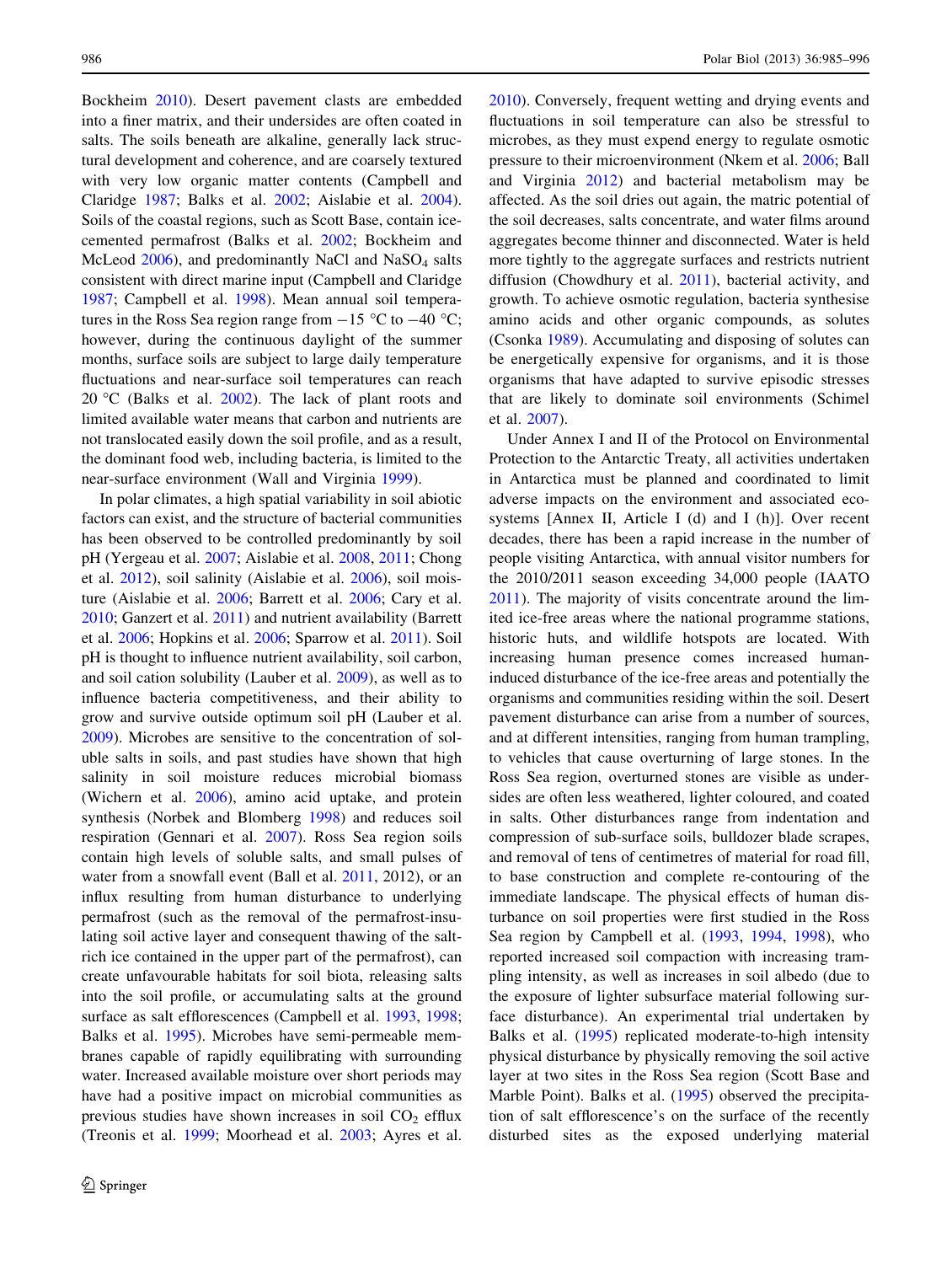Bockheim 2010). Desert pavement clasts are embedded into a finer matrix, and their undersides are often coated in salts. The soils beneath are alkaline, generally lack structural development and coherence, and are coarsely textured with very low organic matter contents (Campbell and Claridge 1987; Balks et al. 2002; Aislabie et al. 2004). Soils of the coastal regions, such as Scott Base, contain ice-cemented permafrost (Balks et al. 2002; Bockheim and McLeod 2006), and predominantly NaCl and $NaSO_4$ salts consistent with direct marine input (Campbell and Claridge 1987; Campbell et al. 1998). Mean annual soil temperatures in the Ross Sea region range from −15 °C to −40 °C; however, during the continuous daylight of the summer months, surface soils are subject to large daily temperature fluctuations and near-surface soil temperatures can reach 20 °C (Balks et al. 2002). The lack of plant roots and limited available water means that carbon and nutrients are not translocated easily down the soil profile, and as a result, the dominant food web, including bacteria, is limited to the near-surface environment (Wall and Virginia 1999).

In polar climates, a high spatial variability in soil abiotic factors can exist, and the structure of bacterial communities has been observed to be controlled predominantly by soil pH (Yergeau et al. 2007; Aislabie et al. 2008, 2011; Chong et al. 2012), soil salinity (Aislabie et al. 2006), soil moisture (Aislabie et al. 2006; Barrett et al. 2006; Cary et al. 2010; Ganzert et al. 2011) and nutrient availability (Barrett et al. 2006; Hopkins et al. 2006; Sparrow et al. 2011). Soil pH is thought to influence nutrient availability, soil carbon, and soil cation solubility (Lauber et al. 2009), as well as to influence bacteria competitiveness, and their ability to grow and survive outside optimum soil pH (Lauber et al. 2009). Microbes are sensitive to the concentration of soluble salts in soils, and past studies have shown that high salinity in soil moisture reduces microbial biomass (Wichern et al. 2006), amino acid uptake, and protein synthesis (Norbek and Blomberg 1998) and reduces soil respiration (Gennari et al. 2007). Ross Sea region soils contain high levels of soluble salts, and small pulses of water from a snowfall event (Ball et al. 2011, 2012), or an influx resulting from human disturbance to underlying permafrost (such as the removal of the permafrost-insulating soil active layer and consequent thawing of the salt-rich ice contained in the upper part of the permafrost), can create unfavourable habitats for soil biota, releasing salts into the soil profile, or accumulating salts at the ground surface as salt efflorescences (Campbell et al. 1993, 1998; Balks et al. 1995). Microbes have semi-permeable membranes capable of rapidly equilibrating with surrounding water. Increased available moisture over short periods may have had a positive impact on microbial communities as previous studies have shown increases in soil $CO_2$ efflux (Treonis et al. 1999; Moorhead et al. 2003; Ayres et al. 2010). Conversely, frequent wetting and drying events and fluctuations in soil temperature can also be stressful to microbes, as they must expend energy to regulate osmotic pressure to their microenvironment (Nkem et al. 2006; Ball and Virginia 2012) and bacterial metabolism may be affected. As the soil dries out again, the matric potential of the soil decreases, salts concentrate, and water films around aggregates become thinner and disconnected. Water is held more tightly to the aggregate surfaces and restricts nutrient diffusion (Chowdhury et al. 2011), bacterial activity, and growth. To achieve osmotic regulation, bacteria synthesise amino acids and other organic compounds, as solutes (Csonka 1989). Accumulating and disposing of solutes can be energetically expensive for organisms, and it is those organisms that have adapted to survive episodic stresses that are likely to dominate soil environments (Schimel et al. 2007).

Under Annex I and II of the Protocol on Environmental Protection to the Antarctic Treaty, all activities undertaken in Antarctica must be planned and coordinated to limit adverse impacts on the environment and associated ecosystems [Annex II, Article I (d) and I (h)]. Over recent decades, there has been a rapid increase in the number of people visiting Antarctica, with annual visitor numbers for the 2010/2011 season exceeding 34,000 people (IAATO 2011). The majority of visits concentrate around the limited ice-free areas where the national programme stations, historic huts, and wildlife hotspots are located. With increasing human presence comes increased human-induced disturbance of the ice-free areas and potentially the organisms and communities residing within the soil. Desert pavement disturbance can arise from a number of sources, and at different intensities, ranging from human trampling, to vehicles that cause overturning of large stones. In the Ross Sea region, overturned stones are visible as undersides are often less weathered, lighter coloured, and coated in salts. Other disturbances range from indentation and compression of sub-surface soils, bulldozer blade scrapes, and removal of tens of centimetres of material for road fill, to base construction and complete re-contouring of the immediate landscape. The physical effects of human disturbance on soil properties were first studied in the Ross Sea region by Campbell et al. (1993, 1994, 1998), who reported increased soil compaction with increasing trampling intensity, as well as increases in soil albedo (due to the exposure of lighter subsurface material following surface disturbance). An experimental trial undertaken by Balks et al. (1995) replicated moderate-to-high intensity physical disturbance by physically removing the soil active layer at two sites in the Ross Sea region (Scott Base and Marble Point). Balks et al. (1995) observed the precipitation of salt efflorescence's on the surface of the recently disturbed sites as the exposed underlying material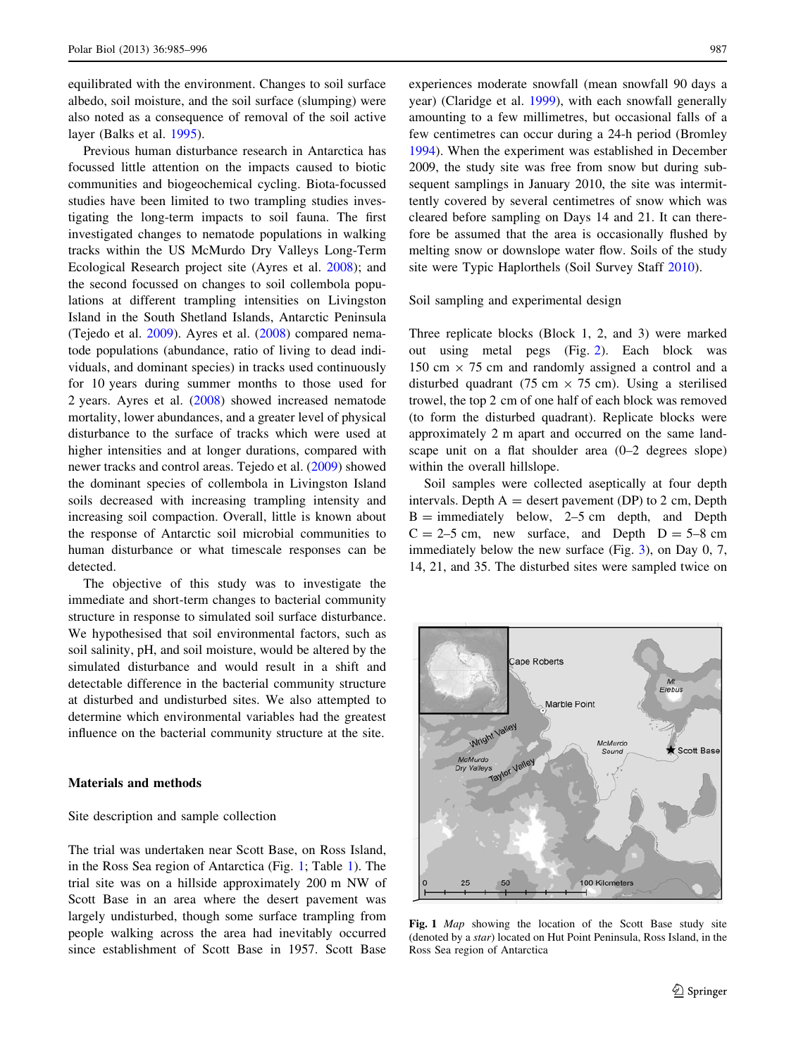equilibrated with the environment. Changes to soil surface albedo, soil moisture, and the soil surface (slumping) were also noted as a consequence of removal of the soil active layer (Balks et al. 1995).

Previous human disturbance research in Antarctica has focussed little attention on the impacts caused to biotic communities and biogeochemical cycling. Biota-focussed studies have been limited to two trampling studies investigating the long-term impacts to soil fauna. The first investigated changes to nematode populations in walking tracks within the US McMurdo Dry Valleys Long-Term Ecological Research project site (Ayres et al. 2008); and the second focussed on changes to soil collembola populations at different trampling intensities on Livingston Island in the South Shetland Islands, Antarctic Peninsula (Tejedo et al. 2009). Ayres et al. (2008) compared nematode populations (abundance, ratio of living to dead individuals, and dominant species) in tracks used continuously for 10 years during summer months to those used for 2 years. Ayres et al. (2008) showed increased nematode mortality, lower abundances, and a greater level of physical disturbance to the surface of tracks which were used at higher intensities and at longer durations, compared with newer tracks and control areas. Tejedo et al. (2009) showed the dominant species of collembola in Livingston Island soils decreased with increasing trampling intensity and increasing soil compaction. Overall, little is known about the response of Antarctic soil microbial communities to human disturbance or what timescale responses can be detected.

The objective of this study was to investigate the immediate and short-term changes to bacterial community structure in response to simulated soil surface disturbance. We hypothesised that soil environmental factors, such as soil salinity, pH, and soil moisture, would be altered by the simulated disturbance and would result in a shift and detectable difference in the bacterial community structure at disturbed and undisturbed sites. We also attempted to determine which environmental variables had the greatest influence on the bacterial community structure at the site.

## Materials and methods

### Site description and sample collection

The trial was undertaken near Scott Base, on Ross Island, in the Ross Sea region of Antarctica (Fig. 1; Table 1). The trial site was on a hillside approximately 200 m NW of Scott Base in an area where the desert pavement was largely undisturbed, though some surface trampling from people walking across the area had inevitably occurred since establishment of Scott Base in 1957. Scott Base experiences moderate snowfall (mean snowfall 90 days a year) (Claridge et al. 1999), with each snowfall generally amounting to a few millimetres, but occasional falls of a few centimetres can occur during a 24-h period (Bromley 1994). When the experiment was established in December 2009, the study site was free from snow but during subsequent samplings in January 2010, the site was intermittently covered by several centimetres of snow which was cleared before sampling on Days 14 and 21. It can therefore be assumed that the area is occasionally flushed by melting snow or downslope water flow. Soils of the study site were Typic Haplorthels (Soil Survey Staff 2010).

### Soil sampling and experimental design

Three replicate blocks (Block 1, 2, and 3) were marked out using metal pegs (Fig. 2). Each block was 150 cm × 75 cm and randomly assigned a control and a disturbed quadrant (75 cm × 75 cm). Using a sterilised trowel, the top 2 cm of one half of each block was removed (to form the disturbed quadrant). Replicate blocks were approximately 2 m apart and occurred on the same landscape unit on a flat shoulder area (0–2 degrees slope) within the overall hillslope.

Soil samples were collected aseptically at four depth intervals. Depth A = desert pavement (DP) to 2 cm, Depth B = immediately below, 2–5 cm depth, and Depth C = 2–5 cm, new surface, and Depth D = 5–8 cm immediately below the new surface (Fig. 3), on Day 0, 7, 14, 21, and 35. The disturbed sites were sampled twice on

Cape Roberts
Mt Erebus
Marble Point
Wright Valley
McMurdo Sound
Scott Base
McMurdo Dry Valleys
Taylor Valley
0 25 50 100 Kilometers

**Fig. 1** *Map* showing the location of the Scott Base study site (denoted by a *star*) located on Hut Point Peninsula, Ross Island, in the Ross Sea region of Antarctica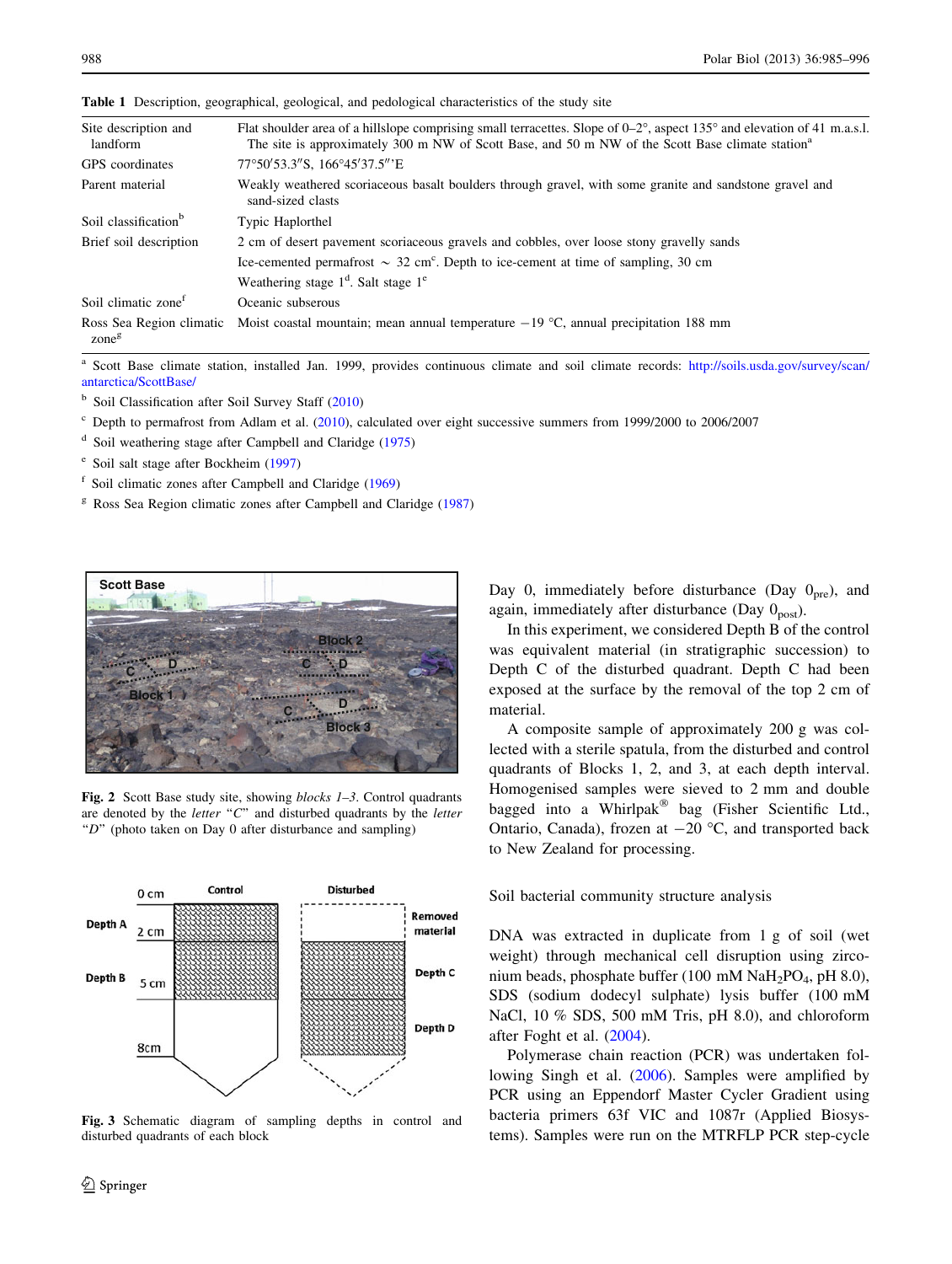**Table 1** Description, geographical, geological, and pedological characteristics of the study site

| | |
|---|---|
| Site description and landform | Flat shoulder area of a hillslope comprising small terracettes. Slope of 0–2°, aspect 135° and elevation of 41 m.a.s.l. The site is approximately 300 m NW of Scott Base, and 50 m NW of the Scott Base climate station[a] |
| GPS coordinates | 77°50′53.3″S, 166°45′37.5″'E |
| Parent material | Weakly weathered scoriaceous basalt boulders through gravel, with some granite and sandstone gravel and sand-sized clasts |
| Soil classification[b] | Typic Haplorthel |
| Brief soil description | 2 cm of desert pavement scoriaceous gravels and cobbles, over loose stony gravelly sands |
| | Ice-cemented permafrost ~ 32 cm[c]. Depth to ice-cement at time of sampling, 30 cm |
| | Weathering stage 1[d]. Salt stage 1[e] |
| Soil climatic zone[f] | Oceanic subserous |
| Ross Sea Region climatic zone[g] | Moist coastal mountain; mean annual temperature −19 °C, annual precipitation 188 mm |

[a] Scott Base climate station, installed Jan. 1999, provides continuous climate and soil climate records: http://soils.usda.gov/survey/scan/antarctica/ScottBase/

[b] Soil Classification after Soil Survey Staff (2010)

[c] Depth to permafrost from Adlam et al. (2010), calculated over eight successive summers from 1999/2000 to 2006/2007

[d] Soil weathering stage after Campbell and Claridge (1975)

[e] Soil salt stage after Bockheim (1997)

[f] Soil climatic zones after Campbell and Claridge (1969)

[g] Ross Sea Region climatic zones after Campbell and Claridge (1987)

Scott Base
Block 1
Block 2
Block 3
C
D

**Fig. 2** Scott Base study site, showing *blocks 1–3*. Control quadrants are denoted by the *letter* "*C*" and disturbed quadrants by the *letter* "*D*" (photo taken on Day 0 after disturbance and sampling)

Control
Disturbed
0 cm
2 cm
5 cm
8cm
Depth A
Depth B
Removed material
Depth C
Depth D

**Fig. 3** Schematic diagram of sampling depths in control and disturbed quadrants of each block

Day 0, immediately before disturbance (Day $0_{pre}$), and again, immediately after disturbance (Day $0_{post}$).

In this experiment, we considered Depth B of the control was equivalent material (in stratigraphic succession) to Depth C of the disturbed quadrant. Depth C had been exposed at the surface by the removal of the top 2 cm of material.

A composite sample of approximately 200 g was collected with a sterile spatula, from the disturbed and control quadrants of Blocks 1, 2, and 3, at each depth interval. Homogenised samples were sieved to 2 mm and double bagged into a Whirlpak® bag (Fisher Scientific Ltd., Ontario, Canada), frozen at −20 °C, and transported back to New Zealand for processing.

## Soil bacterial community structure analysis

DNA was extracted in duplicate from 1 g of soil (wet weight) through mechanical cell disruption using zirconium beads, phosphate buffer (100 mM $NaH_2PO_4$, pH 8.0), SDS (sodium dodecyl sulphate) lysis buffer (100 mM NaCl, 10 % SDS, 500 mM Tris, pH 8.0), and chloroform after Foght et al. (2004).

Polymerase chain reaction (PCR) was undertaken following Singh et al. (2006). Samples were amplified by PCR using an Eppendorf Master Cycler Gradient using bacteria primers 63f VIC and 1087r (Applied Biosystems). Samples were run on the MTRFLP PCR step-cycle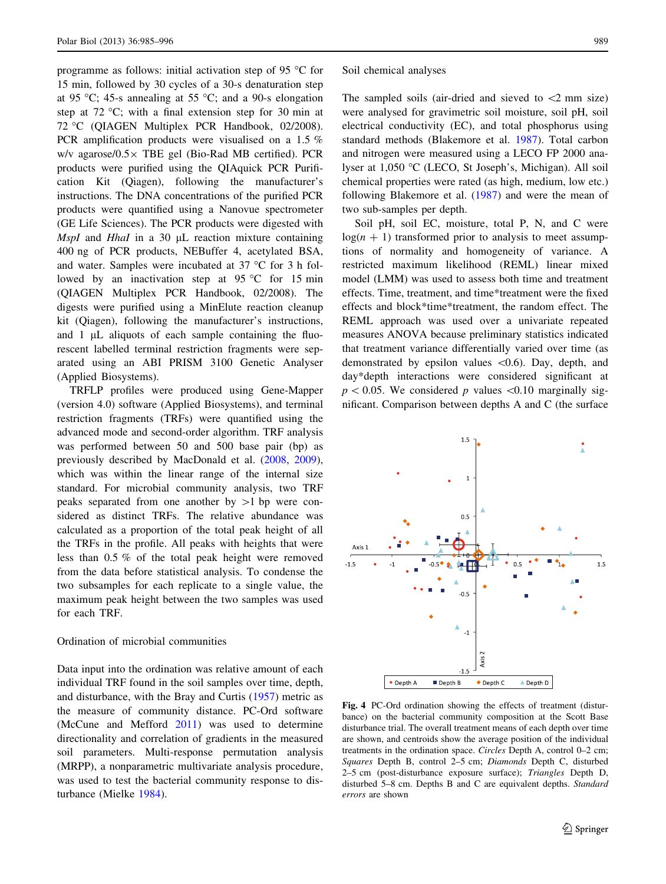programme as follows: initial activation step of 95 °C for 15 min, followed by 30 cycles of a 30-s denaturation step at 95 °C; 45-s annealing at 55 °C; and a 90-s elongation step at 72 °C; with a final extension step for 30 min at 72 °C (QIAGEN Multiplex PCR Handbook, 02/2008). PCR amplification products were visualised on a 1.5 % w/v agarose/0.5× TBE gel (Bio-Rad MB certified). PCR products were purified using the QIAquick PCR Purification Kit (Qiagen), following the manufacturer's instructions. The DNA concentrations of the purified PCR products were quantified using a Nanovue spectrometer (GE Life Sciences). The PCR products were digested with *MspI* and *HhaI* in a 30 μL reaction mixture containing 400 ng of PCR products, NEBuffer 4, acetylated BSA, and water. Samples were incubated at 37 °C for 3 h followed by an inactivation step at 95 °C for 15 min (QIAGEN Multiplex PCR Handbook, 02/2008). The digests were purified using a MinElute reaction cleanup kit (Qiagen), following the manufacturer's instructions, and 1 μL aliquots of each sample containing the fluorescent labelled terminal restriction fragments were separated using an ABI PRISM 3100 Genetic Analyser (Applied Biosystems).

TRFLP profiles were produced using Gene-Mapper (version 4.0) software (Applied Biosystems), and terminal restriction fragments (TRFs) were quantified using the advanced mode and second-order algorithm. TRF analysis was performed between 50 and 500 base pair (bp) as previously described by MacDonald et al. (2008, 2009), which was within the linear range of the internal size standard. For microbial community analysis, two TRF peaks separated from one another by >1 bp were considered as distinct TRFs. The relative abundance was calculated as a proportion of the total peak height of all the TRFs in the profile. All peaks with heights that were less than 0.5 % of the total peak height were removed from the data before statistical analysis. To condense the two subsamples for each replicate to a single value, the maximum peak height between the two samples was used for each TRF.

## Ordination of microbial communities

Data input into the ordination was relative amount of each individual TRF found in the soil samples over time, depth, and disturbance, with the Bray and Curtis (1957) metric as the measure of community distance. PC-Ord software (McCune and Mefford 2011) was used to determine directionality and correlation of gradients in the measured soil parameters. Multi-response permutation analysis (MRPP), a nonparametric multivariate analysis procedure, was used to test the bacterial community response to disturbance (Mielke 1984).

## Soil chemical analyses

The sampled soils (air-dried and sieved to <2 mm size) were analysed for gravimetric soil moisture, soil pH, soil electrical conductivity (EC), and total phosphorus using standard methods (Blakemore et al. 1987). Total carbon and nitrogen were measured using a LECO FP 2000 analyser at 1,050 °C (LECO, St Joseph's, Michigan). All soil chemical properties were rated (as high, medium, low etc.) following Blakemore et al. (1987) and were the mean of two sub-samples per depth.

Soil pH, soil EC, moisture, total P, N, and C were $\log(n + 1)$ transformed prior to analysis to meet assumptions of normality and homogeneity of variance. A restricted maximum likelihood (REML) linear mixed model (LMM) was used to assess both time and treatment effects. Time, treatment, and time*treatment were the fixed effects and block*time*treatment, the random effect. The REML approach was used over a univariate repeated measures ANOVA because preliminary statistics indicated that treatment variance differentially varied over time (as demonstrated by epsilon values <0.6). Day, depth, and day*depth interactions were considered significant at $p < 0.05$. We considered $p$ values <0.10 marginally significant. Comparison between depths A and C (the surface

Axis 1
Axis 2
1.5
1
0.5
-0.5
-1
-1.5
-1.5
-1
-0.5
0.5
1
1.5
Depth A
Depth B
Depth C
Depth D

**Fig. 4** PC-Ord ordination showing the effects of treatment (disturbance) on the bacterial community composition at the Scott Base disturbance trial. The overall treatment means of each depth over time are shown, and centroids show the average position of the individual treatments in the ordination space. *Circles* Depth A, control 0–2 cm; *Squares* Depth B, control 2–5 cm; *Diamonds* Depth C, disturbed 2–5 cm (post-disturbance exposure surface); *Triangles* Depth D, disturbed 5–8 cm. Depths B and C are equivalent depths. *Standard errors* are shown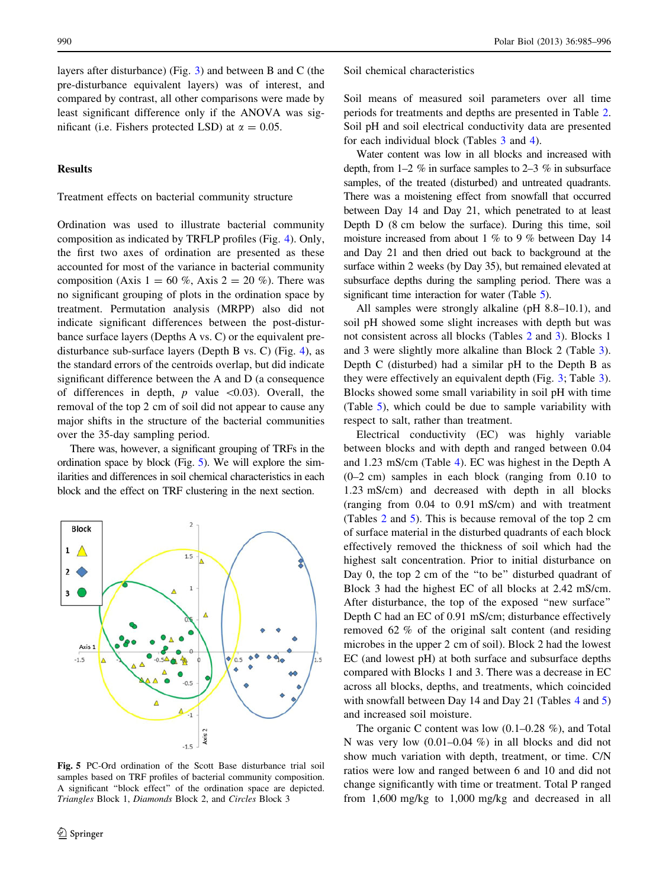layers after disturbance) (Fig. 3) and between B and C (the pre-disturbance equivalent layers) was of interest, and compared by contrast, all other comparisons were made by least significant difference only if the ANOVA was significant (i.e. Fishers protected LSD) at $\alpha = 0.05$.

## Results

### Treatment effects on bacterial community structure

Ordination was used to illustrate bacterial community composition as indicated by TRFLP profiles (Fig. 4). Only, the first two axes of ordination are presented as these accounted for most of the variance in bacterial community composition (Axis 1 = 60 %, Axis 2 = 20 %). There was no significant grouping of plots in the ordination space by treatment. Permutation analysis (MRPP) also did not indicate significant differences between the post-disturbance surface layers (Depths A vs. C) or the equivalent pre-disturbance sub-surface layers (Depth B vs. C) (Fig. 4), as the standard errors of the centroids overlap, but did indicate significant difference between the A and D (a consequence of differences in depth, $p$ value <0.03). Overall, the removal of the top 2 cm of soil did not appear to cause any major shifts in the structure of the bacterial communities over the 35-day sampling period.

There was, however, a significant grouping of TRFs in the ordination space by block (Fig. 5). We will explore the similarities and differences in soil chemical characteristics in each block and the effect on TRF clustering in the next section.

Block
1
2
3
Axis 1
Axis 2
-1.5
-1
-0.5
0
0.5
1
1.5
2

Fig. 5 PC-Ord ordination of the Scott Base disturbance trial soil samples based on TRF profiles of bacterial community composition. A significant "block effect" of the ordination space are depicted. *Triangles* Block 1, *Diamonds* Block 2, and *Circles* Block 3

### Soil chemical characteristics

Soil means of measured soil parameters over all time periods for treatments and depths are presented in Table 2. Soil pH and soil electrical conductivity data are presented for each individual block (Tables 3 and 4).

Water content was low in all blocks and increased with depth, from 1–2 % in surface samples to 2–3 % in subsurface samples, of the treated (disturbed) and untreated quadrants. There was a moistening effect from snowfall that occurred between Day 14 and Day 21, which penetrated to at least Depth D (8 cm below the surface). During this time, soil moisture increased from about 1 % to 9 % between Day 14 and Day 21 and then dried out back to background at the surface within 2 weeks (by Day 35), but remained elevated at subsurface depths during the sampling period. There was a significant time interaction for water (Table 5).

All samples were strongly alkaline (pH 8.8–10.1), and soil pH showed some slight increases with depth but was not consistent across all blocks (Tables 2 and 3). Blocks 1 and 3 were slightly more alkaline than Block 2 (Table 3). Depth C (disturbed) had a similar pH to the Depth B as they were effectively an equivalent depth (Fig. 3; Table 3). Blocks showed some small variability in soil pH with time (Table 5), which could be due to sample variability with respect to salt, rather than treatment.

Electrical conductivity (EC) was highly variable between blocks and with depth and ranged between 0.04 and 1.23 mS/cm (Table 4). EC was highest in the Depth A (0–2 cm) samples in each block (ranging from 0.10 to 1.23 mS/cm) and decreased with depth in all blocks (ranging from 0.04 to 0.91 mS/cm) and with treatment (Tables 2 and 5). This is because removal of the top 2 cm of surface material in the disturbed quadrants of each block effectively removed the thickness of soil which had the highest salt concentration. Prior to initial disturbance on Day 0, the top 2 cm of the "to be" disturbed quadrant of Block 3 had the highest EC of all blocks at 2.42 mS/cm. After disturbance, the top of the exposed "new surface" Depth C had an EC of 0.91 mS/cm; disturbance effectively removed 62 % of the original salt content (and residing microbes in the upper 2 cm of soil). Block 2 had the lowest EC (and lowest pH) at both surface and subsurface depths compared with Blocks 1 and 3. There was a decrease in EC across all blocks, depths, and treatments, which coincided with snowfall between Day 14 and Day 21 (Tables 4 and 5) and increased soil moisture.

The organic C content was low (0.1–0.28 %), and Total N was very low (0.01–0.04 %) in all blocks and did not show much variation with depth, treatment, or time. C/N ratios were low and ranged between 6 and 10 and did not change significantly with time or treatment. Total P ranged from 1,600 mg/kg to 1,000 mg/kg and decreased in all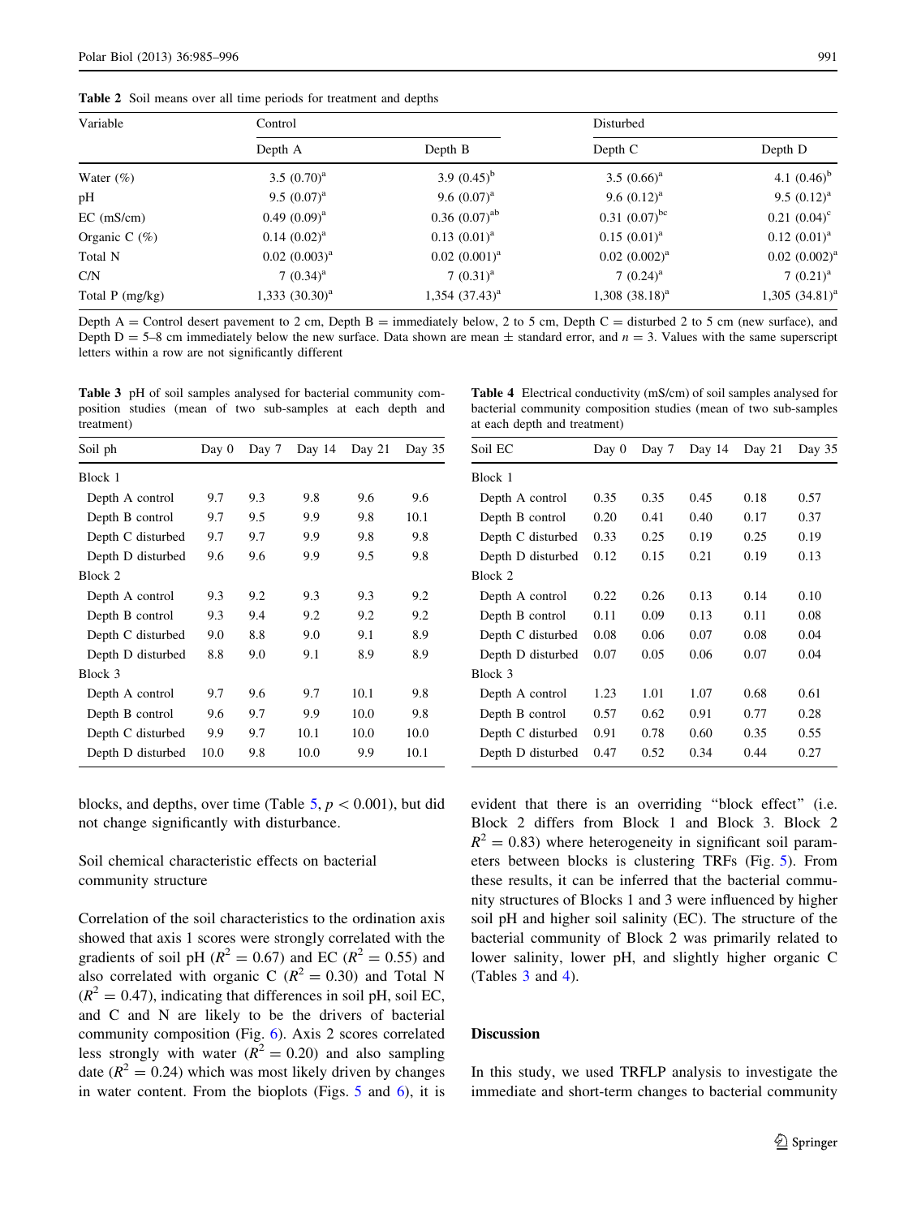**Table 2** Soil means over all time periods for treatment and depths

| Variable | Control | | Disturbed | |
|---|---|---|---|---|
| | Depth A | Depth B | Depth C | Depth D |
| Water (%) | 3.5 (0.70)[a] | 3.9 (0.45)[b] | 3.5 (0.66)[a] | 4.1 (0.46)[b] |
| pH | 9.5 (0.07)[a] | 9.6 (0.07)[a] | 9.6 (0.12)[a] | 9.5 (0.12)[a] |
| EC (mS/cm) | 0.49 (0.09)[a] | 0.36 (0.07)[ab] | 0.31 (0.07)[bc] | 0.21 (0.04)[c] |
| Organic C (%) | 0.14 (0.02)[a] | 0.13 (0.01)[a] | 0.15 (0.01)[a] | 0.12 (0.01)[a] |
| Total N | 0.02 (0.003)[a] | 0.02 (0.001)[a] | 0.02 (0.002)[a] | 0.02 (0.002)[a] |
| C/N | 7 (0.34)[a] | 7 (0.31)[a] | 7 (0.24)[a] | 7 (0.21)[a] |
| Total P (mg/kg) | 1,333 (30.30)[a] | 1,354 (37.43)[a] | 1,308 (38.18)[a] | 1,305 (34.81)[a] |

Depth A = Control desert pavement to 2 cm, Depth B = immediately below, 2 to 5 cm, Depth C = disturbed 2 to 5 cm (new surface), and Depth D = 5–8 cm immediately below the new surface. Data shown are mean ± standard error, and $n = 3$. Values with the same superscript letters within a row are not significantly different

**Table 3** pH of soil samples analysed for bacterial community composition studies (mean of two sub-samples at each depth and treatment)

| Soil ph | Day 0 | Day 7 | Day 14 | Day 21 | Day 35 |
|---|---|---|---|---|---|
| Block 1 | | | | | |
| Depth A control | 9.7 | 9.3 | 9.8 | 9.6 | 9.6 |
| Depth B control | 9.7 | 9.5 | 9.9 | 9.8 | 10.1 |
| Depth C disturbed | 9.7 | 9.7 | 9.9 | 9.8 | 9.8 |
| Depth D disturbed | 9.6 | 9.6 | 9.9 | 9.5 | 9.8 |
| Block 2 | | | | | |
| Depth A control | 9.3 | 9.2 | 9.3 | 9.3 | 9.2 |
| Depth B control | 9.3 | 9.4 | 9.2 | 9.2 | 9.2 |
| Depth C disturbed | 9.0 | 8.8 | 9.0 | 9.1 | 8.9 |
| Depth D disturbed | 8.8 | 9.0 | 9.1 | 8.9 | 8.9 |
| Block 3 | | | | | |
| Depth A control | 9.7 | 9.6 | 9.7 | 10.1 | 9.8 |
| Depth B control | 9.6 | 9.7 | 9.9 | 10.0 | 9.8 |
| Depth C disturbed | 9.9 | 9.7 | 10.1 | 10.0 | 10.0 |
| Depth D disturbed | 10.0 | 9.8 | 10.0 | 9.9 | 10.1 |

**Table 4** Electrical conductivity (mS/cm) of soil samples analysed for bacterial community composition studies (mean of two sub-samples at each depth and treatment)

| Soil EC | Day 0 | Day 7 | Day 14 | Day 21 | Day 35 |
|---|---|---|---|---|---|
| Block 1 | | | | | |
| Depth A control | 0.35 | 0.35 | 0.45 | 0.18 | 0.57 |
| Depth B control | 0.20 | 0.41 | 0.40 | 0.17 | 0.37 |
| Depth C disturbed | 0.33 | 0.25 | 0.19 | 0.25 | 0.19 |
| Depth D disturbed | 0.12 | 0.15 | 0.21 | 0.19 | 0.13 |
| Block 2 | | | | | |
| Depth A control | 0.22 | 0.26 | 0.13 | 0.14 | 0.10 |
| Depth B control | 0.11 | 0.09 | 0.13 | 0.11 | 0.08 |
| Depth C disturbed | 0.08 | 0.06 | 0.07 | 0.08 | 0.04 |
| Depth D disturbed | 0.07 | 0.05 | 0.06 | 0.07 | 0.04 |
| Block 3 | | | | | |
| Depth A control | 1.23 | 1.01 | 1.07 | 0.68 | 0.61 |
| Depth B control | 0.57 | 0.62 | 0.91 | 0.77 | 0.28 |
| Depth C disturbed | 0.91 | 0.78 | 0.60 | 0.35 | 0.55 |
| Depth D disturbed | 0.47 | 0.52 | 0.34 | 0.44 | 0.27 |

blocks, and depths, over time (Table 5, $p < 0.001$), but did not change significantly with disturbance.

### Soil chemical characteristic effects on bacterial community structure

Correlation of the soil characteristics to the ordination axis showed that axis 1 scores were strongly correlated with the gradients of soil pH ($R^2 = 0.67$) and EC ($R^2 = 0.55$) and also correlated with organic C ($R^2 = 0.30$) and Total N ($R^2 = 0.47$), indicating that differences in soil pH, soil EC, and C and N are likely to be the drivers of bacterial community composition (Fig. 6). Axis 2 scores correlated less strongly with water ($R^2 = 0.20$) and also sampling date ($R^2 = 0.24$) which was most likely driven by changes in water content. From the bioplots (Figs. 5 and 6), it is evident that there is an overriding "block effect" (i.e. Block 2 differs from Block 1 and Block 3. Block 2 $R^2 = 0.83$) where heterogeneity in significant soil parameters between blocks is clustering TRFs (Fig. 5). From these results, it can be inferred that the bacterial community structures of Blocks 1 and 3 were influenced by higher soil pH and higher soil salinity (EC). The structure of the bacterial community of Block 2 was primarily related to lower salinity, lower pH, and slightly higher organic C (Tables 3 and 4).

## Discussion

In this study, we used TRFLP analysis to investigate the immediate and short-term changes to bacterial community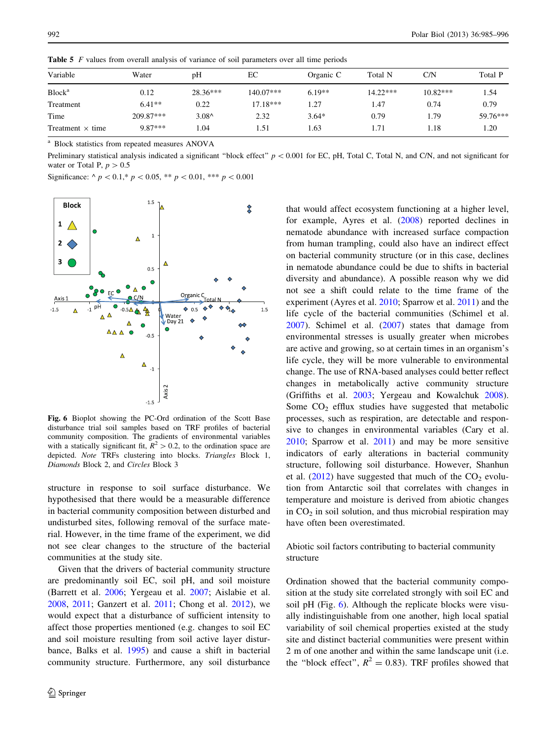**Table 5** *F* values from overall analysis of variance of soil parameters over all time periods

| Variable | Water | pH | EC | Organic C | Total N | C/N | Total P |
|---|---|---|---|---|---|---|---|
| Block[a] | 0.12 | 28.36*** | 140.07*** | 6.19** | 14.22*** | 10.82*** | 1.54 |
| Treatment | 6.41** | 0.22 | 17.18*** | 1.27 | 1.47 | 0.74 | 0.79 |
| Time | 209.87*** | 3.08^ | 2.32 | 3.64* | 0.79 | 1.79 | 59.76*** |
| Treatment × time | 9.87*** | 1.04 | 1.51 | 1.63 | 1.71 | 1.18 | 1.20 |

[a] Block statistics from repeated measures ANOVA

Preliminary statistical analysis indicated a significant "block effect" $p < 0.001$ for EC, pH, Total C, Total N, and C/N, and not significant for water or Total P, $p > 0.5$

Significance: ^ $p < 0.1$,* $p < 0.05$, ** $p < 0.01$, *** $p < 0.001$

Block
1
2
3
1.5
1
0.5
EC
C/N
Axis 1
Organic C
Total N
-1.5
-1
pH
-0.5
0.5
1.5
Water
Day 21
-0.5
-1
Axis 2
-1.5

**Fig. 6** Bioplot showing the PC-Ord ordination of the Scott Base disturbance trial soil samples based on TRF profiles of bacterial community composition. The gradients of environmental variables with a statically significant fit, $R^2 > 0.2$, to the ordination space are depicted. *Note* TRFs clustering into blocks. *Triangles* Block 1, *Diamonds* Block 2, and *Circles* Block 3

structure in response to soil surface disturbance. We hypothesised that there would be a measurable difference in bacterial community composition between disturbed and undisturbed sites, following removal of the surface material. However, in the time frame of the experiment, we did not see clear changes to the structure of the bacterial communities at the study site.

Given that the drivers of bacterial community structure are predominantly soil EC, soil pH, and soil moisture (Barrett et al. 2006; Yergeau et al. 2007; Aislabie et al. 2008, 2011; Ganzert et al. 2011; Chong et al. 2012), we would expect that a disturbance of sufficient intensity to affect those properties mentioned (e.g. changes to soil EC and soil moisture resulting from soil active layer disturbance, Balks et al. 1995) and cause a shift in bacterial community structure. Furthermore, any soil disturbance that would affect ecosystem functioning at a higher level, for example, Ayres et al. (2008) reported declines in nematode abundance with increased surface compaction from human trampling, could also have an indirect effect on bacterial community structure (or in this case, declines in nematode abundance could be due to shifts in bacterial diversity and abundance). A possible reason why we did not see a shift could relate to the time frame of the experiment (Ayres et al. 2010; Sparrow et al. 2011) and the life cycle of the bacterial communities (Schimel et al. 2007). Schimel et al. (2007) states that damage from environmental stresses is usually greater when microbes are active and growing, so at certain times in an organism's life cycle, they will be more vulnerable to environmental change. The use of RNA-based analyses could better reflect changes in metabolically active community structure (Griffiths et al. 2003; Yergeau and Kowalchuk 2008). Some $CO_2$ efflux studies have suggested that metabolic processes, such as respiration, are detectable and responsive to changes in environmental variables (Cary et al. 2010; Sparrow et al. 2011) and may be more sensitive indicators of early alterations in bacterial community structure, following soil disturbance. However, Shanhun et al. (2012) have suggested that much of the $CO_2$ evolution from Antarctic soil that correlates with changes in temperature and moisture is derived from abiotic changes in $CO_2$ in soil solution, and thus microbial respiration may have often been overestimated.

## Abiotic soil factors contributing to bacterial community structure

Ordination showed that the bacterial community composition at the study site correlated strongly with soil EC and soil pH (Fig. 6). Although the replicate blocks were visually indistinguishable from one another, high local spatial variability of soil chemical properties existed at the study site and distinct bacterial communities were present within 2 m of one another and within the same landscape unit (i.e. the "block effect", $R^2 = 0.83$). TRF profiles showed that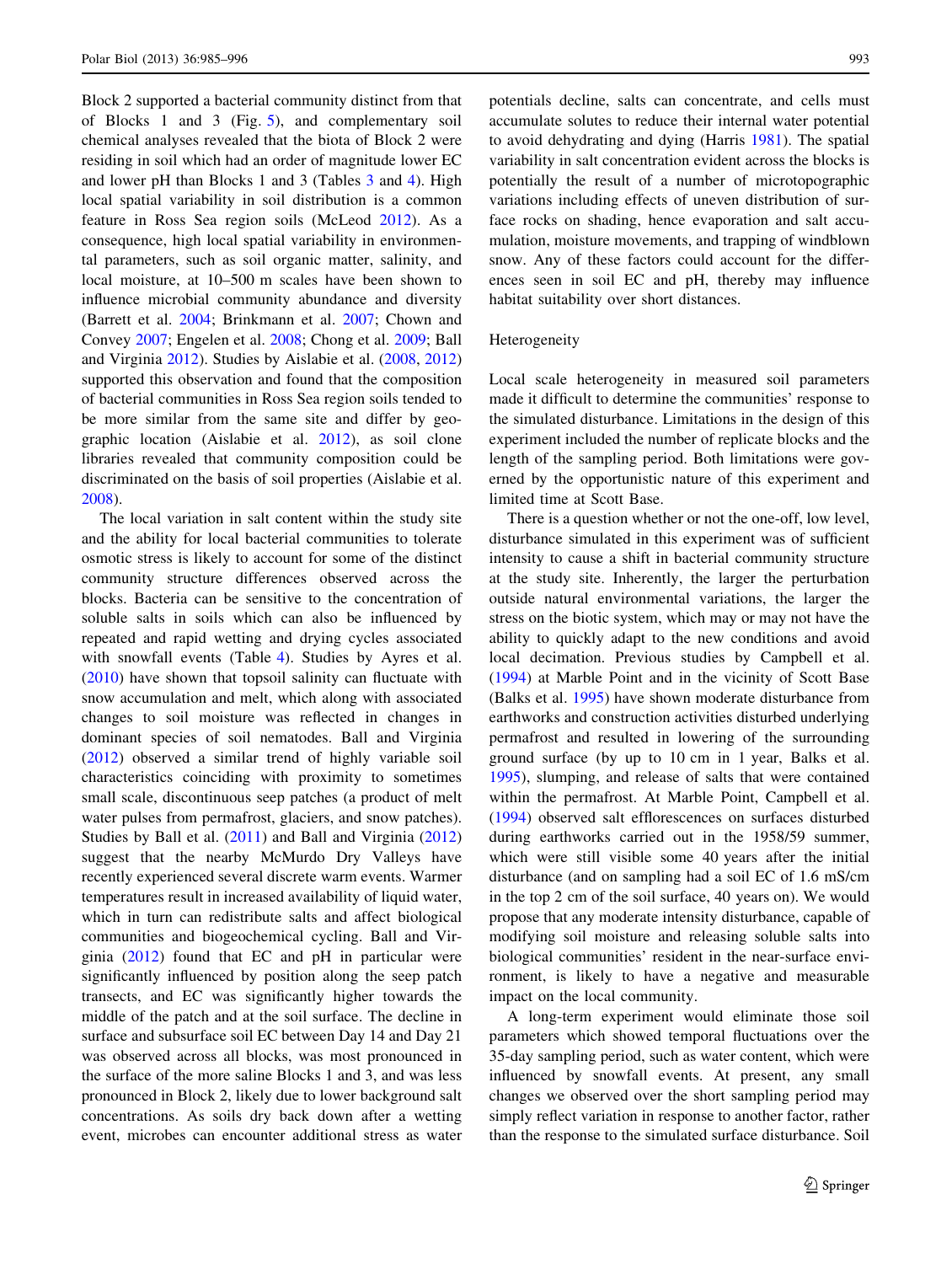Block 2 supported a bacterial community distinct from that of Blocks 1 and 3 (Fig. 5), and complementary soil chemical analyses revealed that the biota of Block 2 were residing in soil which had an order of magnitude lower EC and lower pH than Blocks 1 and 3 (Tables 3 and 4). High local spatial variability in soil distribution is a common feature in Ross Sea region soils (McLeod 2012). As a consequence, high local spatial variability in environmental parameters, such as soil organic matter, salinity, and local moisture, at 10–500 m scales have been shown to influence microbial community abundance and diversity (Barrett et al. 2004; Brinkmann et al. 2007; Chown and Convey 2007; Engelen et al. 2008; Chong et al. 2009; Ball and Virginia 2012). Studies by Aislabie et al. (2008, 2012) supported this observation and found that the composition of bacterial communities in Ross Sea region soils tended to be more similar from the same site and differ by geographic location (Aislabie et al. 2012), as soil clone libraries revealed that community composition could be discriminated on the basis of soil properties (Aislabie et al. 2008).

The local variation in salt content within the study site and the ability for local bacterial communities to tolerate osmotic stress is likely to account for some of the distinct community structure differences observed across the blocks. Bacteria can be sensitive to the concentration of soluble salts in soils which can also be influenced by repeated and rapid wetting and drying cycles associated with snowfall events (Table 4). Studies by Ayres et al. (2010) have shown that topsoil salinity can fluctuate with snow accumulation and melt, which along with associated changes to soil moisture was reflected in changes in dominant species of soil nematodes. Ball and Virginia (2012) observed a similar trend of highly variable soil characteristics coinciding with proximity to sometimes small scale, discontinuous seep patches (a product of melt water pulses from permafrost, glaciers, and snow patches). Studies by Ball et al. (2011) and Ball and Virginia (2012) suggest that the nearby McMurdo Dry Valleys have recently experienced several discrete warm events. Warmer temperatures result in increased availability of liquid water, which in turn can redistribute salts and affect biological communities and biogeochemical cycling. Ball and Virginia (2012) found that EC and pH in particular were significantly influenced by position along the seep patch transects, and EC was significantly higher towards the middle of the patch and at the soil surface. The decline in surface and subsurface soil EC between Day 14 and Day 21 was observed across all blocks, was most pronounced in the surface of the more saline Blocks 1 and 3, and was less pronounced in Block 2, likely due to lower background salt concentrations. As soils dry back down after a wetting event, microbes can encounter additional stress as water potentials decline, salts can concentrate, and cells must accumulate solutes to reduce their internal water potential to avoid dehydrating and dying (Harris 1981). The spatial variability in salt concentration evident across the blocks is potentially the result of a number of microtopographic variations including effects of uneven distribution of surface rocks on shading, hence evaporation and salt accumulation, moisture movements, and trapping of windblown snow. Any of these factors could account for the differences seen in soil EC and pH, thereby may influence habitat suitability over short distances.

## Heterogeneity

Local scale heterogeneity in measured soil parameters made it difficult to determine the communities' response to the simulated disturbance. Limitations in the design of this experiment included the number of replicate blocks and the length of the sampling period. Both limitations were governed by the opportunistic nature of this experiment and limited time at Scott Base.

There is a question whether or not the one-off, low level, disturbance simulated in this experiment was of sufficient intensity to cause a shift in bacterial community structure at the study site. Inherently, the larger the perturbation outside natural environmental variations, the larger the stress on the biotic system, which may or may not have the ability to quickly adapt to the new conditions and avoid local decimation. Previous studies by Campbell et al. (1994) at Marble Point and in the vicinity of Scott Base (Balks et al. 1995) have shown moderate disturbance from earthworks and construction activities disturbed underlying permafrost and resulted in lowering of the surrounding ground surface (by up to 10 cm in 1 year, Balks et al. 1995), slumping, and release of salts that were contained within the permafrost. At Marble Point, Campbell et al. (1994) observed salt efflorescences on surfaces disturbed during earthworks carried out in the 1958/59 summer, which were still visible some 40 years after the initial disturbance (and on sampling had a soil EC of 1.6 mS/cm in the top 2 cm of the soil surface, 40 years on). We would propose that any moderate intensity disturbance, capable of modifying soil moisture and releasing soluble salts into biological communities' resident in the near-surface environment, is likely to have a negative and measurable impact on the local community.

A long-term experiment would eliminate those soil parameters which showed temporal fluctuations over the 35-day sampling period, such as water content, which were influenced by snowfall events. At present, any small changes we observed over the short sampling period may simply reflect variation in response to another factor, rather than the response to the simulated surface disturbance. Soil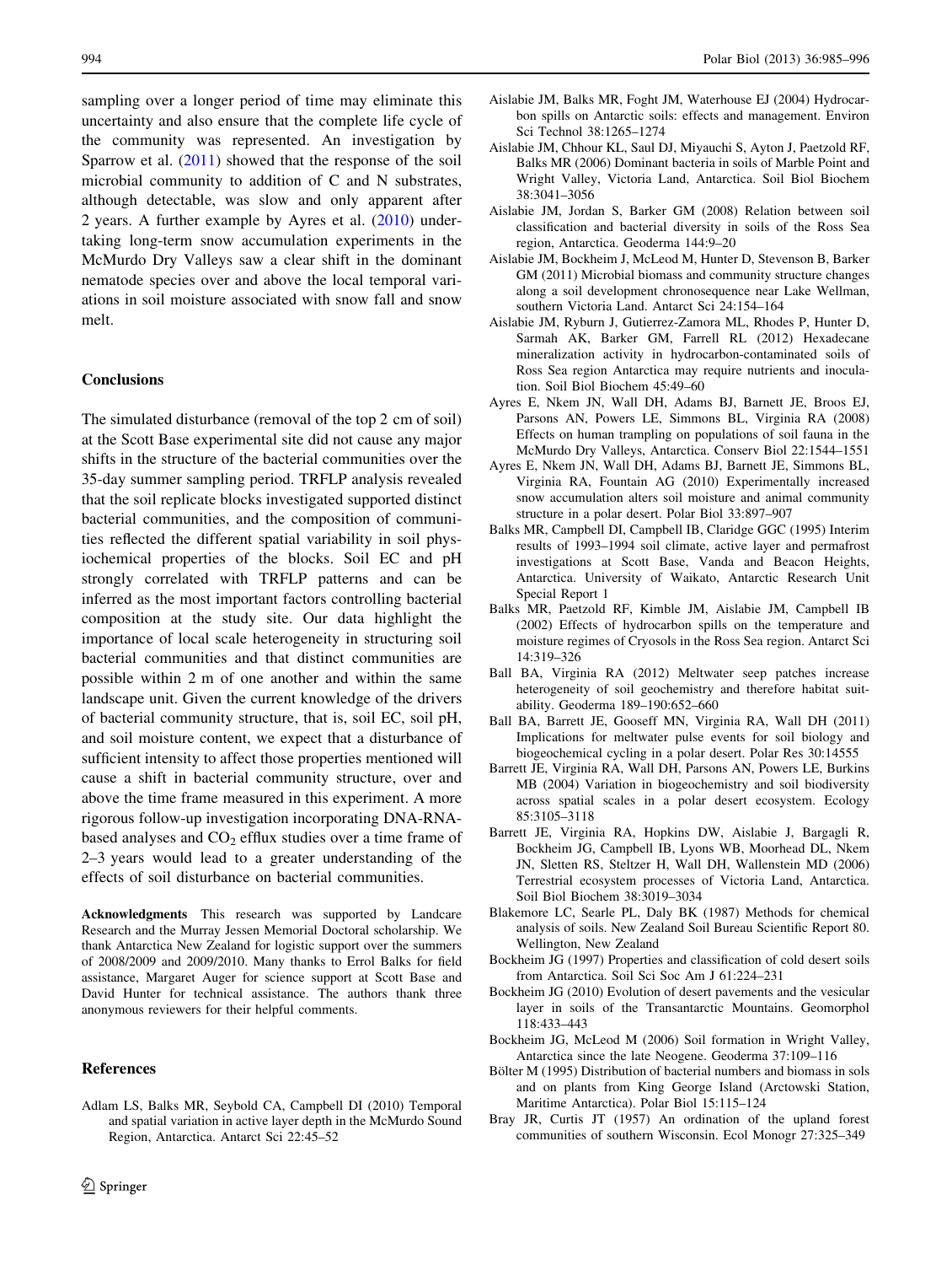sampling over a longer period of time may eliminate this uncertainty and also ensure that the complete life cycle of the community was represented. An investigation by Sparrow et al. (2011) showed that the response of the soil microbial community to addition of C and N substrates, although detectable, was slow and only apparent after 2 years. A further example by Ayres et al. (2010) undertaking long-term snow accumulation experiments in the McMurdo Dry Valleys saw a clear shift in the dominant nematode species over and above the local temporal variations in soil moisture associated with snow fall and snow melt.

## Conclusions

The simulated disturbance (removal of the top 2 cm of soil) at the Scott Base experimental site did not cause any major shifts in the structure of the bacterial communities over the 35-day summer sampling period. TRFLP analysis revealed that the soil replicate blocks investigated supported distinct bacterial communities, and the composition of communities reflected the different spatial variability in soil physiochemical properties of the blocks. Soil EC and pH strongly correlated with TRFLP patterns and can be inferred as the most important factors controlling bacterial composition at the study site. Our data highlight the importance of local scale heterogeneity in structuring soil bacterial communities and that distinct communities are possible within 2 m of one another and within the same landscape unit. Given the current knowledge of the drivers of bacterial community structure, that is, soil EC, soil pH, and soil moisture content, we expect that a disturbance of sufficient intensity to affect those properties mentioned will cause a shift in bacterial community structure, over and above the time frame measured in this experiment. A more rigorous follow-up investigation incorporating DNA-RNA-based analyses and $CO_2$ efflux studies over a time frame of 2–3 years would lead to a greater understanding of the effects of soil disturbance on bacterial communities.

**Acknowledgments** This research was supported by Landcare Research and the Murray Jessen Memorial Doctoral scholarship. We thank Antarctica New Zealand for logistic support over the summers of 2008/2009 and 2009/2010. Many thanks to Errol Balks for field assistance, Margaret Auger for science support at Scott Base and David Hunter for technical assistance. The authors thank three anonymous reviewers for their helpful comments.

## References

Adlam LS, Balks MR, Seybold CA, Campbell DI (2010) Temporal and spatial variation in active layer depth in the McMurdo Sound Region, Antarctica. Antarct Sci 22:45–52

Aislabie JM, Balks MR, Foght JM, Waterhouse EJ (2004) Hydrocarbon spills on Antarctic soils: effects and management. Environ Sci Technol 38:1265–1274

Aislabie JM, Chhour KL, Saul DJ, Miyauchi S, Ayton J, Paetzold RF, Balks MR (2006) Dominant bacteria in soils of Marble Point and Wright Valley, Victoria Land, Antarctica. Soil Biol Biochem 38:3041–3056

Aislabie JM, Jordan S, Barker GM (2008) Relation between soil classification and bacterial diversity in soils of the Ross Sea region, Antarctica. Geoderma 144:9–20

Aislabie JM, Bockheim J, McLeod M, Hunter D, Stevenson B, Barker GM (2011) Microbial biomass and community structure changes along a soil development chronosequence near Lake Wellman, southern Victoria Land. Antarct Sci 24:154–164

Aislabie JM, Ryburn J, Gutierrez-Zamora ML, Rhodes P, Hunter D, Sarmah AK, Barker GM, Farrell RL (2012) Hexadecane mineralization activity in hydrocarbon-contaminated soils of Ross Sea region Antarctica may require nutrients and inoculation. Soil Biol Biochem 45:49–60

Ayres E, Nkem JN, Wall DH, Adams BJ, Barnett JE, Broos EJ, Parsons AN, Powers LE, Simmons BL, Virginia RA (2008) Effects on human trampling on populations of soil fauna in the McMurdo Dry Valleys, Antarctica. Conserv Biol 22:1544–1551

Ayres E, Nkem JN, Wall DH, Adams BJ, Barnett JE, Simmons BL, Virginia RA, Fountain AG (2010) Experimentally increased snow accumulation alters soil moisture and animal community structure in a polar desert. Polar Biol 33:897–907

Balks MR, Campbell DI, Campbell IB, Claridge GGC (1995) Interim results of 1993–1994 soil climate, active layer and permafrost investigations at Scott Base, Vanda and Beacon Heights, Antarctica. University of Waikato, Antarctic Research Unit Special Report 1

Balks MR, Paetzold RF, Kimble JM, Aislabie JM, Campbell IB (2002) Effects of hydrocarbon spills on the temperature and moisture regimes of Cryosols in the Ross Sea region. Antarct Sci 14:319–326

Ball BA, Virginia RA (2012) Meltwater seep patches increase heterogeneity of soil geochemistry and therefore habitat suitability. Geoderma 189–190:652–660

Ball BA, Barrett JE, Gooseff MN, Virginia RA, Wall DH (2011) Implications for meltwater pulse events for soil biology and biogeochemical cycling in a polar desert. Polar Res 30:14555

Barrett JE, Virginia RA, Wall DH, Parsons AN, Powers LE, Burkins MB (2004) Variation in biogeochemistry and soil biodiversity across spatial scales in a polar desert ecosystem. Ecology 85:3105–3118

Barrett JE, Virginia RA, Hopkins DW, Aislabie J, Bargagli R, Bockheim JG, Campbell IB, Lyons WB, Moorhead DL, Nkem JN, Sletten RS, Steltzer H, Wall DH, Wallenstein MD (2006) Terrestrial ecosystem processes of Victoria Land, Antarctica. Soil Biol Biochem 38:3019–3034

Blakemore LC, Searle PL, Daly BK (1987) Methods for chemical analysis of soils. New Zealand Soil Bureau Scientific Report 80. Wellington, New Zealand

Bockheim JG (1997) Properties and classification of cold desert soils from Antarctica. Soil Sci Soc Am J 61:224–231

Bockheim JG (2010) Evolution of desert pavements and the vesicular layer in soils of the Transantarctic Mountains. Geomorphol 118:433–443

Bockheim JG, McLeod M (2006) Soil formation in Wright Valley, Antarctica since the late Neogene. Geoderma 37:109–116

Bölter M (1995) Distribution of bacterial numbers and biomass in sols and on plants from King George Island (Arctowski Station, Maritime Antarctica). Polar Biol 15:115–124

Bray JR, Curtis JT (1957) An ordination of the upland forest communities of southern Wisconsin. Ecol Monogr 27:325–349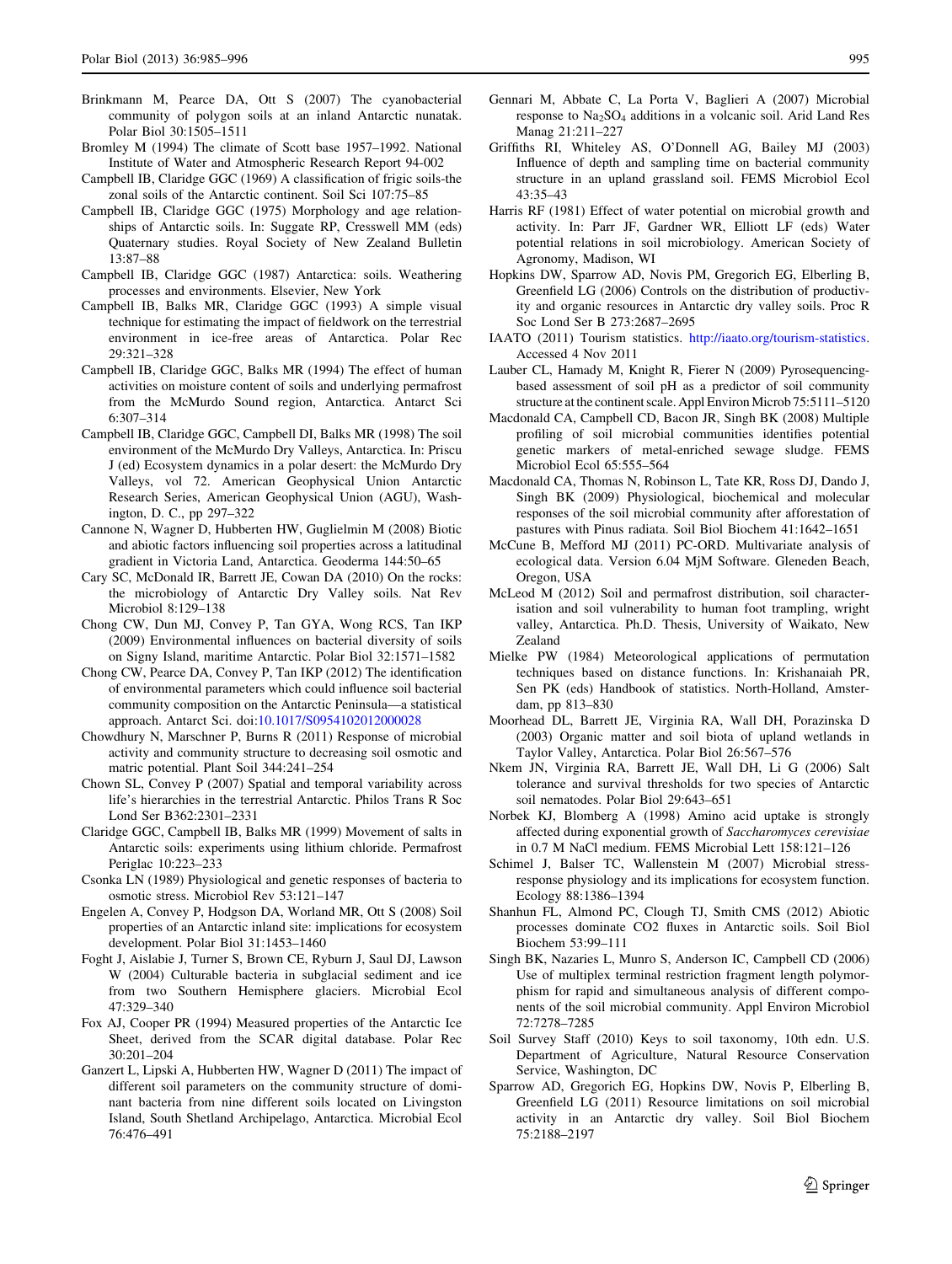Brinkmann M, Pearce DA, Ott S (2007) The cyanobacterial community of polygon soils at an inland Antarctic nunatak. Polar Biol 30:1505–1511

Bromley M (1994) The climate of Scott base 1957–1992. National Institute of Water and Atmospheric Research Report 94-002

Campbell IB, Claridge GGC (1969) A classification of frigic soils-the zonal soils of the Antarctic continent. Soil Sci 107:75–85

Campbell IB, Claridge GGC (1975) Morphology and age relationships of Antarctic soils. In: Suggate RP, Cresswell MM (eds) Quaternary studies. Royal Society of New Zealand Bulletin 13:87–88

Campbell IB, Claridge GGC (1987) Antarctica: soils. Weathering processes and environments. Elsevier, New York

Campbell IB, Balks MR, Claridge GGC (1993) A simple visual technique for estimating the impact of fieldwork on the terrestrial environment in ice-free areas of Antarctica. Polar Rec 29:321–328

Campbell IB, Claridge GGC, Balks MR (1994) The effect of human activities on moisture content of soils and underlying permafrost from the McMurdo Sound region, Antarctica. Antarct Sci 6:307–314

Campbell IB, Claridge GGC, Campbell DI, Balks MR (1998) The soil environment of the McMurdo Dry Valleys, Antarctica. In: Priscu J (ed) Ecosystem dynamics in a polar desert: the McMurdo Dry Valleys, vol 72. American Geophysical Union Antarctic Research Series, American Geophysical Union (AGU), Washington, D. C., pp 297–322

Cannone N, Wagner D, Hubberten HW, Guglielmin M (2008) Biotic and abiotic factors influencing soil properties across a latitudinal gradient in Victoria Land, Antarctica. Geoderma 144:50–65

Cary SC, McDonald IR, Barrett JE, Cowan DA (2010) On the rocks: the microbiology of Antarctic Dry Valley soils. Nat Rev Microbiol 8:129–138

Chong CW, Dun MJ, Convey P, Tan GYA, Wong RCS, Tan IKP (2009) Environmental influences on bacterial diversity of soils on Signy Island, maritime Antarctic. Polar Biol 32:1571–1582

Chong CW, Pearce DA, Convey P, Tan IKP (2012) The identification of environmental parameters which could influence soil bacterial community composition on the Antarctic Peninsula—a statistical approach. Antarct Sci. doi:10.1017/S0954102012000028

Chowdhury N, Marschner P, Burns R (2011) Response of microbial activity and community structure to decreasing soil osmotic and matric potential. Plant Soil 344:241–254

Chown SL, Convey P (2007) Spatial and temporal variability across life's hierarchies in the terrestrial Antarctic. Philos Trans R Soc Lond Ser B362:2301–2331

Claridge GGC, Campbell IB, Balks MR (1999) Movement of salts in Antarctic soils: experiments using lithium chloride. Permafrost Periglac 10:223–233

Csonka LN (1989) Physiological and genetic responses of bacteria to osmotic stress. Microbiol Rev 53:121–147

Engelen A, Convey P, Hodgson DA, Worland MR, Ott S (2008) Soil properties of an Antarctic inland site: implications for ecosystem development. Polar Biol 31:1453–1460

Foght J, Aislabie J, Turner S, Brown CE, Ryburn J, Saul DJ, Lawson W (2004) Culturable bacteria in subglacial sediment and ice from two Southern Hemisphere glaciers. Microbial Ecol 47:329–340

Fox AJ, Cooper PR (1994) Measured properties of the Antarctic Ice Sheet, derived from the SCAR digital database. Polar Rec 30:201–204

Ganzert L, Lipski A, Hubberten HW, Wagner D (2011) The impact of different soil parameters on the community structure of dominant bacteria from nine different soils located on Livingston Island, South Shetland Archipelago, Antarctica. Microbial Ecol 76:476–491

Gennari M, Abbate C, La Porta V, Baglieri A (2007) Microbial response to $Na_2SO_4$ additions in a volcanic soil. Arid Land Res Manag 21:211–227

Griffiths RI, Whiteley AS, O'Donnell AG, Bailey MJ (2003) Influence of depth and sampling time on bacterial community structure in an upland grassland soil. FEMS Microbiol Ecol 43:35–43

Harris RF (1981) Effect of water potential on microbial growth and activity. In: Parr JF, Gardner WR, Elliott LF (eds) Water potential relations in soil microbiology. American Society of Agronomy, Madison, WI

Hopkins DW, Sparrow AD, Novis PM, Gregorich EG, Elberling B, Greenfield LG (2006) Controls on the distribution of productivity and organic resources in Antarctic dry valley soils. Proc R Soc Lond Ser B 273:2687–2695

IAATO (2011) Tourism statistics. http://iaato.org/tourism-statistics. Accessed 4 Nov 2011

Lauber CL, Hamady M, Knight R, Fierer N (2009) Pyrosequencing-based assessment of soil pH as a predictor of soil community structure at the continent scale. Appl Environ Microb 75:5111–5120

Macdonald CA, Campbell CD, Bacon JR, Singh BK (2008) Multiple profiling of soil microbial communities identifies potential genetic markers of metal-enriched sewage sludge. FEMS Microbiol Ecol 65:555–564

Macdonald CA, Thomas N, Robinson L, Tate KR, Ross DJ, Dando J, Singh BK (2009) Physiological, biochemical and molecular responses of the soil microbial community after afforestation of pastures with Pinus radiata. Soil Biol Biochem 41:1642–1651

McCune B, Mefford MJ (2011) PC-ORD. Multivariate analysis of ecological data. Version 6.04 MjM Software. Gleneden Beach, Oregon, USA

McLeod M (2012) Soil and permafrost distribution, soil characterisation and soil vulnerability to human foot trampling, wright valley, Antarctica. Ph.D. Thesis, University of Waikato, New Zealand

Mielke PW (1984) Meteorological applications of permutation techniques based on distance functions. In: Krishanaiah PR, Sen PK (eds) Handbook of statistics. North-Holland, Amsterdam, pp 813–830

Moorhead DL, Barrett JE, Virginia RA, Wall DH, Porazinska D (2003) Organic matter and soil biota of upland wetlands in Taylor Valley, Antarctica. Polar Biol 26:567–576

Nkem JN, Virginia RA, Barrett JE, Wall DH, Li G (2006) Salt tolerance and survival thresholds for two species of Antarctic soil nematodes. Polar Biol 29:643–651

Norbek KJ, Blomberg A (1998) Amino acid uptake is strongly affected during exponential growth of *Saccharomyces cerevisiae* in 0.7 M NaCl medium. FEMS Microbial Lett 158:121–126

Schimel J, Balser TC, Wallenstein M (2007) Microbial stress-response physiology and its implications for ecosystem function. Ecology 88:1386–1394

Shanhun FL, Almond PC, Clough TJ, Smith CMS (2012) Abiotic processes dominate CO2 fluxes in Antarctic soils. Soil Biol Biochem 53:99–111

Singh BK, Nazaries L, Munro S, Anderson IC, Campbell CD (2006) Use of multiplex terminal restriction fragment length polymorphism for rapid and simultaneous analysis of different components of the soil microbial community. Appl Environ Microbiol 72:7278–7285

Soil Survey Staff (2010) Keys to soil taxonomy, 10th edn. U.S. Department of Agriculture, Natural Resource Conservation Service, Washington, DC

Sparrow AD, Gregorich EG, Hopkins DW, Novis P, Elberling B, Greenfield LG (2011) Resource limitations on soil microbial activity in an Antarctic dry valley. Soil Biol Biochem 75:2188–2197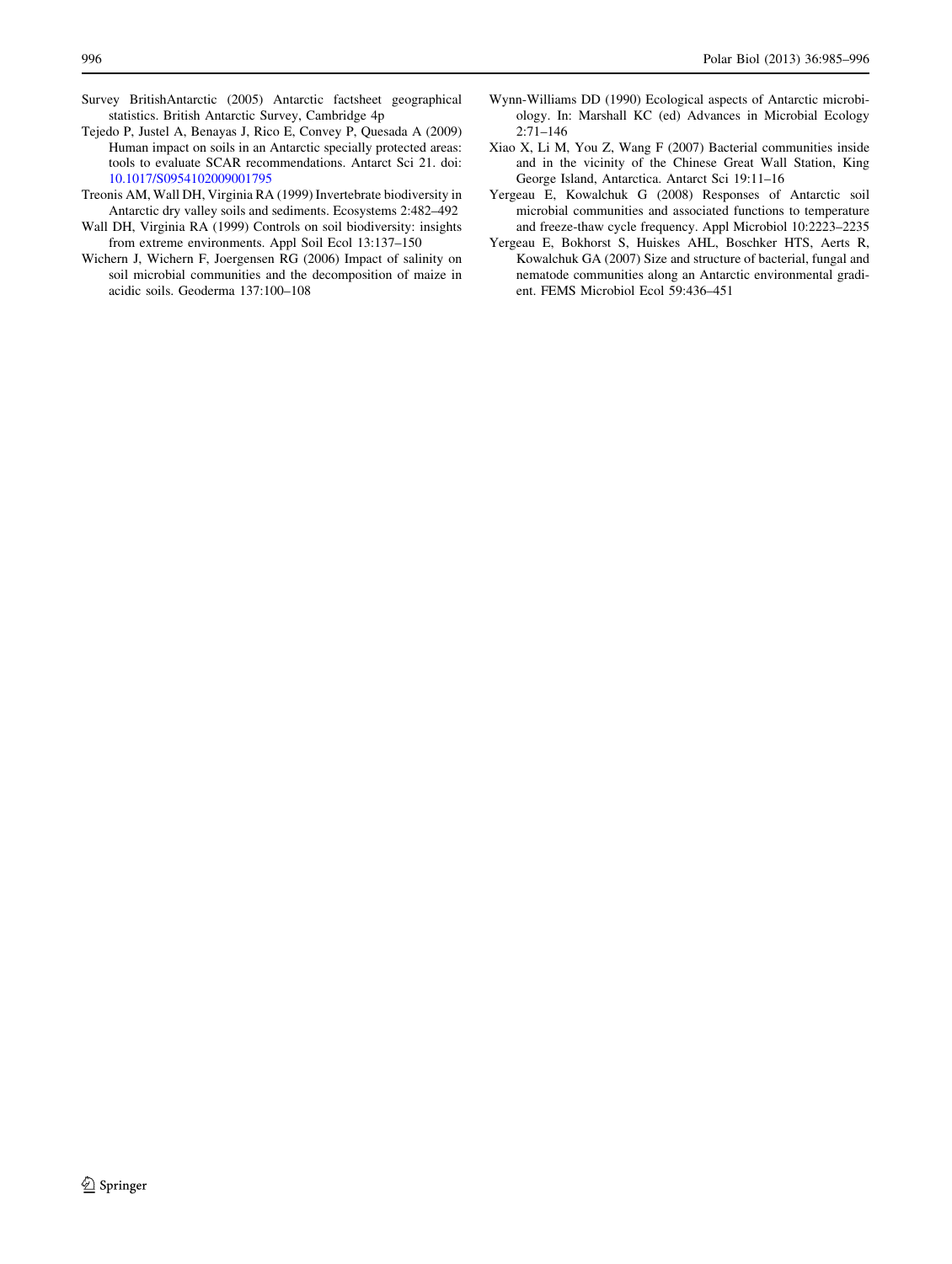Survey BritishAntarctic (2005) Antarctic factsheet geographical statistics. British Antarctic Survey, Cambridge 4p

Tejedo P, Justel A, Benayas J, Rico E, Convey P, Quesada A (2009) Human impact on soils in an Antarctic specially protected areas: tools to evaluate SCAR recommendations. Antarct Sci 21. doi: 10.1017/S0954102009001795

Treonis AM, Wall DH, Virginia RA (1999) Invertebrate biodiversity in Antarctic dry valley soils and sediments. Ecosystems 2:482–492

Wall DH, Virginia RA (1999) Controls on soil biodiversity: insights from extreme environments. Appl Soil Ecol 13:137–150

Wichern J, Wichern F, Joergensen RG (2006) Impact of salinity on soil microbial communities and the decomposition of maize in acidic soils. Geoderma 137:100–108

Wynn-Williams DD (1990) Ecological aspects of Antarctic microbiology. In: Marshall KC (ed) Advances in Microbial Ecology 2:71–146

Xiao X, Li M, You Z, Wang F (2007) Bacterial communities inside and in the vicinity of the Chinese Great Wall Station, King George Island, Antarctica. Antarct Sci 19:11–16

Yergeau E, Kowalchuk G (2008) Responses of Antarctic soil microbial communities and associated functions to temperature and freeze-thaw cycle frequency. Appl Microbiol 10:2223–2235

Yergeau E, Bokhorst S, Huiskes AHL, Boschker HTS, Aerts R, Kowalchuk GA (2007) Size and structure of bacterial, fungal and nematode communities along an Antarctic environmental gradient. FEMS Microbiol Ecol 59:436–451